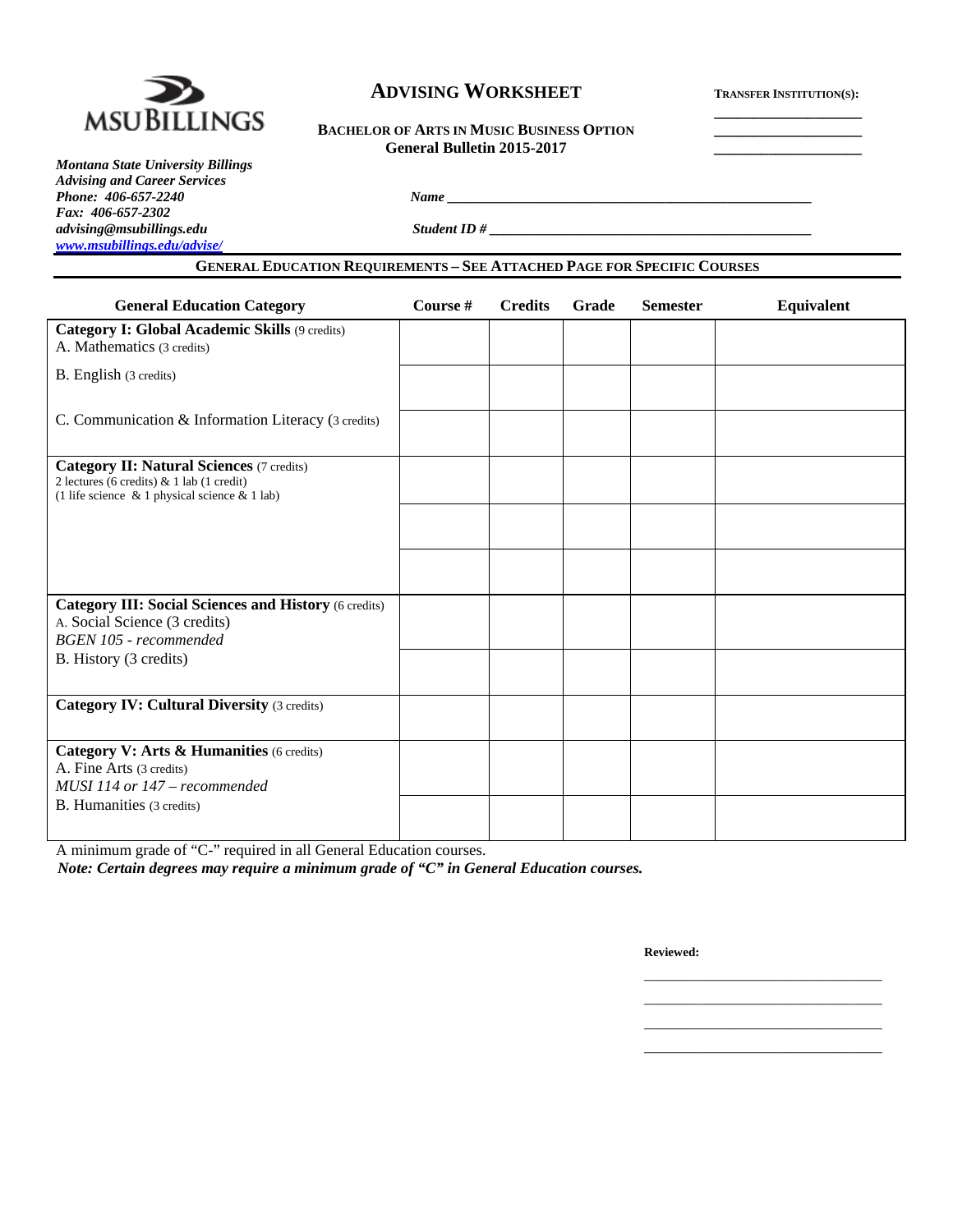MSU BILLINGS

# ADVISING WORKSHEET

**BACHELOR OF ARTS IN MUSIC BUSINESS OPTION**
**General Bulletin 2015-2017**

**TRANSFER INSTITUTION(S):**
____________________
____________________
____________________

***Montana State University Billings***
***Advising and Career Services***
***Phone: 406-657-2240***
***Fax: 406-657-2302***
***advising@msubillings.edu***
***www.msubillings.edu/advise/***

***Name*** ______________________________________________

***Student ID #*** ______________________________________________

## GENERAL EDUCATION REQUIREMENTS – SEE ATTACHED PAGE FOR SPECIFIC COURSES

| General Education Category | Course # | Credits | Grade | Semester | Equivalent |
|---|---|---|---|---|---|
| **Category I: Global Academic Skills** (9 credits)<br>A. Mathematics (3 credits) | | | | | |
| B. English (3 credits) | | | | | |
| C. Communication & Information Literacy (3 credits) | | | | | |
| **Category II: Natural Sciences** (7 credits)<br>2 lectures (6 credits) & 1 lab (1 credit)<br>(1 life science & 1 physical science & 1 lab) | | | | | |
| | | | | | |
| | | | | | |
| **Category III: Social Sciences and History** (6 credits)<br>A. Social Science (3 credits)<br>*BGEN 105 - recommended* | | | | | |
| B. History (3 credits) | | | | | |
| **Category IV: Cultural Diversity** (3 credits) | | | | | |
| **Category V: Arts & Humanities** (6 credits)<br>A. Fine Arts (3 credits)<br>*MUSI 114 or 147 – recommended* | | | | | |
| B. Humanities (3 credits) | | | | | |

A minimum grade of "C-" required in all General Education courses.

***Note: Certain degrees may require a minimum grade of "C" in General Education courses.***

**Reviewed:**

________________________________

________________________________

________________________________

________________________________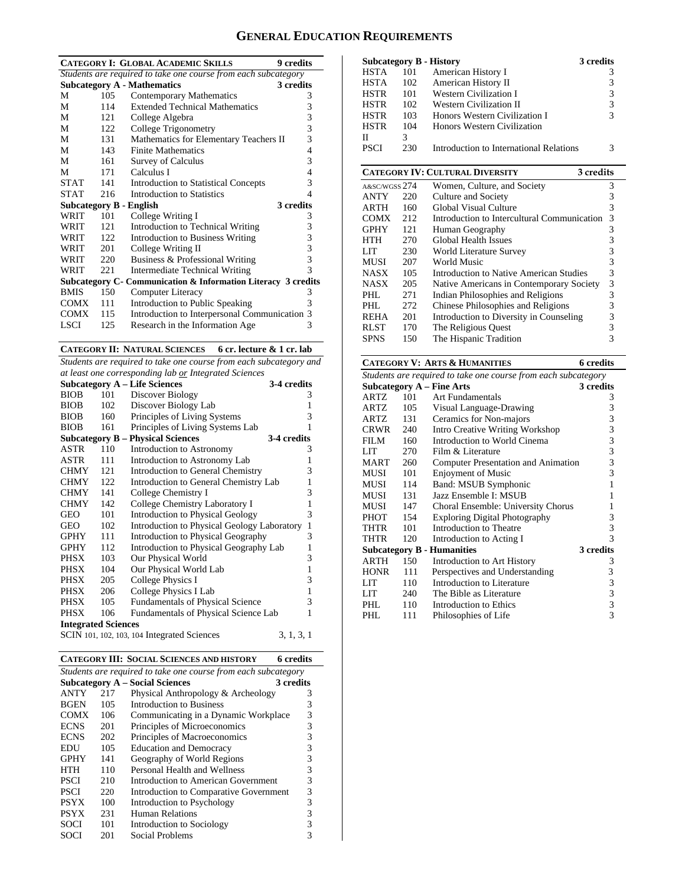# General Education Requirements

## Category I: Global Academic Skills — 9 credits

*Students are required to take one course from each subcategory*

### Subcategory A - Mathematics — 3 credits

| Dept | No. | Course | Credits |
|---|---|---|---|
| M | 105 | Contemporary Mathematics | 3 |
| M | 114 | Extended Technical Mathematics | 3 |
| M | 121 | College Algebra | 3 |
| M | 122 | College Trigonometry | 3 |
| M | 131 | Mathematics for Elementary Teachers II | 3 |
| M | 143 | Finite Mathematics | 4 |
| M | 161 | Survey of Calculus | 3 |
| M | 171 | Calculus I | 4 |
| STAT | 141 | Introduction to Statistical Concepts | 3 |
| STAT | 216 | Introduction to Statistics | 4 |

### Subcategory B - English — 3 credits

| Dept | No. | Course | Credits |
|---|---|---|---|
| WRIT | 101 | College Writing I | 3 |
| WRIT | 121 | Introduction to Technical Writing | 3 |
| WRIT | 122 | Introduction to Business Writing | 3 |
| WRIT | 201 | College Writing II | 3 |
| WRIT | 220 | Business & Professional Writing | 3 |
| WRIT | 221 | Intermediate Technical Writing | 3 |

### Subcategory C- Communication & Information Literacy — 3 credits

| Dept | No. | Course | Credits |
|---|---|---|---|
| BMIS | 150 | Computer Literacy | 3 |
| COMX | 111 | Introduction to Public Speaking | 3 |
| COMX | 115 | Introduction to Interpersonal Communication | 3 |
| LSCI | 125 | Research in the Information Age | 3 |

## Category II: Natural Sciences — 6 cr. lecture & 1 cr. lab

*Students are required to take one course from each subcategory and at least one corresponding lab or Integrated Sciences*

### Subcategory A – Life Sciences — 3-4 credits

| Dept | No. | Course | Credits |
|---|---|---|---|
| BIOB | 101 | Discover Biology | 3 |
| BIOB | 102 | Discover Biology Lab | 1 |
| BIOB | 160 | Principles of Living Systems | 3 |
| BIOB | 161 | Principles of Living Systems Lab | 1 |

### Subcategory B – Physical Sciences — 3-4 credits

| Dept | No. | Course | Credits |
|---|---|---|---|
| ASTR | 110 | Introduction to Astronomy | 3 |
| ASTR | 111 | Introduction to Astronomy Lab | 1 |
| CHMY | 121 | Introduction to General Chemistry | 3 |
| CHMY | 122 | Introduction to General Chemistry Lab | 1 |
| CHMY | 141 | College Chemistry I | 3 |
| CHMY | 142 | College Chemistry Laboratory I | 1 |
| GEO | 101 | Introduction to Physical Geology | 3 |
| GEO | 102 | Introduction to Physical Geology Laboratory | 1 |
| GPHY | 111 | Introduction to Physical Geography | 3 |
| GPHY | 112 | Introduction to Physical Geography Lab | 1 |
| PHSX | 103 | Our Physical World | 3 |
| PHSX | 104 | Our Physical World Lab | 1 |
| PHSX | 205 | College Physics I | 3 |
| PHSX | 206 | College Physics I Lab | 1 |
| PHSX | 105 | Fundamentals of Physical Science | 3 |
| PHSX | 106 | Fundamentals of Physical Science Lab | 1 |

### Integrated Sciences

SCIN 101, 102, 103, 104 Integrated Sciences — 3, 1, 3, 1

## Category III: Social Sciences and History — 6 credits

*Students are required to take one course from each subcategory*

### Subcategory A – Social Sciences — 3 credits

| Dept | No. | Course | Credits |
|---|---|---|---|
| ANTY | 217 | Physical Anthropology & Archeology | 3 |
| BGEN | 105 | Introduction to Business | 3 |
| COMX | 106 | Communicating in a Dynamic Workplace | 3 |
| ECNS | 201 | Principles of Microeconomics | 3 |
| ECNS | 202 | Principles of Macroeconomics | 3 |
| EDU | 105 | Education and Democracy | 3 |
| GPHY | 141 | Geography of World Regions | 3 |
| HTH | 110 | Personal Health and Wellness | 3 |
| PSCI | 210 | Introduction to American Government | 3 |
| PSCI | 220 | Introduction to Comparative Government | 3 |
| PSYX | 100 | Introduction to Psychology | 3 |
| PSYX | 231 | Human Relations | 3 |
| SOCI | 101 | Introduction to Sociology | 3 |
| SOCI | 201 | Social Problems | 3 |

### Subcategory B - History — 3 credits

| Dept | No. | Course | Credits |
|---|---|---|---|
| HSTA | 101 | American History I | 3 |
| HSTA | 102 | American History II | 3 |
| HSTR | 101 | Western Civilization I | 3 |
| HSTR | 102 | Western Civilization II | 3 |
| HSTR | 103 | Honors Western Civilization I | 3 |
| HSTR | 104 | Honors Western Civilization II | 3 |
| PSCI | 230 | Introduction to International Relations | 3 |

## Category IV: Cultural Diversity — 3 credits

| Dept | No. | Course | Credits |
|---|---|---|---|
| A&SC/WGSS | 274 | Women, Culture, and Society | 3 |
| ANTY | 220 | Culture and Society | 3 |
| ARTH | 160 | Global Visual Culture | 3 |
| COMX | 212 | Introduction to Intercultural Communication | 3 |
| GPHY | 121 | Human Geography | 3 |
| HTH | 270 | Global Health Issues | 3 |
| LIT | 230 | World Literature Survey | 3 |
| MUSI | 207 | World Music | 3 |
| NASX | 105 | Introduction to Native American Studies | 3 |
| NASX | 205 | Native Americans in Contemporary Society | 3 |
| PHL | 271 | Indian Philosophies and Religions | 3 |
| PHL | 272 | Chinese Philosophies and Religions | 3 |
| REHA | 201 | Introduction to Diversity in Counseling | 3 |
| RLST | 170 | The Religious Quest | 3 |
| SPNS | 150 | The Hispanic Tradition | 3 |

## Category V: Arts & Humanities — 6 credits

*Students are required to take one course from each subcategory*

### Subcategory A – Fine Arts — 3 credits

| Dept | No. | Course | Credits |
|---|---|---|---|
| ARTZ | 101 | Art Fundamentals | 3 |
| ARTZ | 105 | Visual Language-Drawing | 3 |
| ARTZ | 131 | Ceramics for Non-majors | 3 |
| CRWR | 240 | Intro Creative Writing Workshop | 3 |
| FILM | 160 | Introduction to World Cinema | 3 |
| LIT | 270 | Film & Literature | 3 |
| MART | 260 | Computer Presentation and Animation | 3 |
| MUSI | 101 | Enjoyment of Music | 3 |
| MUSI | 114 | Band: MSUB Symphonic | 1 |
| MUSI | 131 | Jazz Ensemble I: MSUB | 1 |
| MUSI | 147 | Choral Ensemble: University Chorus | 1 |
| PHOT | 154 | Exploring Digital Photography | 3 |
| THTR | 101 | Introduction to Theatre | 3 |
| THTR | 120 | Introduction to Acting I | 3 |

### Subcategory B - Humanities — 3 credits

| Dept | No. | Course | Credits |
|---|---|---|---|
| ARTH | 150 | Introduction to Art History | 3 |
| HONR | 111 | Perspectives and Understanding | 3 |
| LIT | 110 | Introduction to Literature | 3 |
| LIT | 240 | The Bible as Literature | 3 |
| PHL | 110 | Introduction to Ethics | 3 |
| PHL | 111 | Philosophies of Life | 3 |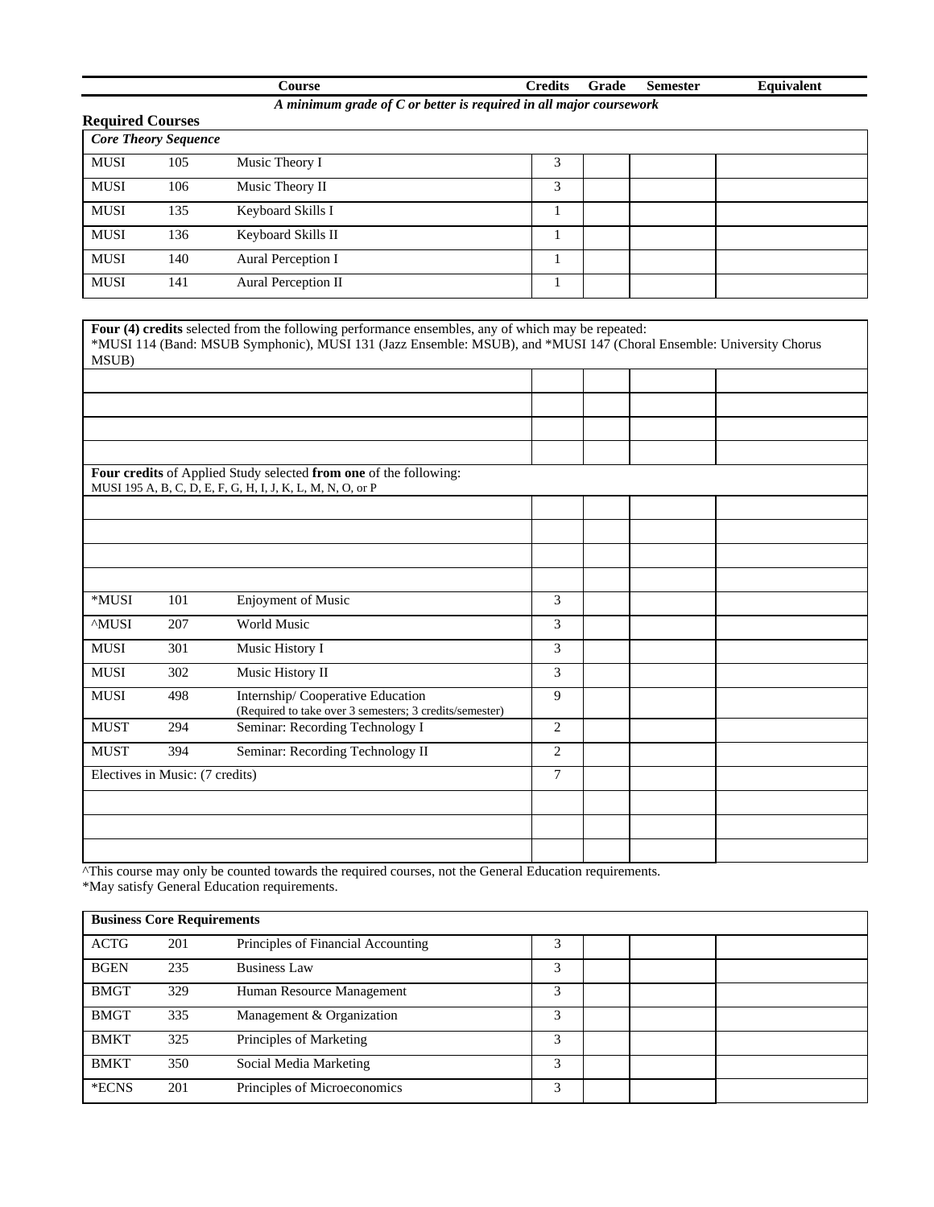| Course | | | Credits | Grade | Semester | Equivalent |
|---|---|---|---|---|---|---|

***A minimum grade of C or better is required in all major coursework***

**Required Courses**

| ***Core Theory Sequence*** | | | | | | |
|---|---|---|---|---|---|---|
| MUSI | 105 | Music Theory I | 3 | | | |
| MUSI | 106 | Music Theory II | 3 | | | |
| MUSI | 135 | Keyboard Skills I | 1 | | | |
| MUSI | 136 | Keyboard Skills II | 1 | | | |
| MUSI | 140 | Aural Perception I | 1 | | | |
| MUSI | 141 | Aural Perception II | 1 | | | |

| **Four (4) credits** selected from the following performance ensembles, any of which may be repeated: *MUSI 114 (Band: MSUB Symphonic), MUSI 131 (Jazz Ensemble: MSUB), and *MUSI 147 (Choral Ensemble: University Chorus MSUB) | | | | | | |
|---|---|---|---|---|---|---|
| | | | | | | |
| | | | | | | |
| | | | | | | |
| | | | | | | |
| **Four credits** of Applied Study selected **from one** of the following: MUSI 195 A, B, C, D, E, F, G, H, I, J, K, L, M, N, O, or P | | | | | | |
| | | | | | | |
| | | | | | | |
| | | | | | | |
| | | | | | | |
| *MUSI | 101 | Enjoyment of Music | 3 | | | |
| ^MUSI | 207 | World Music | 3 | | | |
| MUSI | 301 | Music History I | 3 | | | |
| MUSI | 302 | Music History II | 3 | | | |
| MUSI | 498 | Internship/ Cooperative Education (Required to take over 3 semesters; 3 credits/semester) | 9 | | | |
| MUST | 294 | Seminar: Recording Technology I | 2 | | | |
| MUST | 394 | Seminar: Recording Technology II | 2 | | | |
| Electives in Music: (7 credits) | | | 7 | | | |
| | | | | | | |
| | | | | | | |
| | | | | | | |

^This course may only be counted towards the required courses, not the General Education requirements.
*May satisfy General Education requirements.

| **Business Core Requirements** | | | | | | |
|---|---|---|---|---|---|---|
| ACTG | 201 | Principles of Financial Accounting | 3 | | | |
| BGEN | 235 | Business Law | 3 | | | |
| BMGT | 329 | Human Resource Management | 3 | | | |
| BMGT | 335 | Management & Organization | 3 | | | |
| BMKT | 325 | Principles of Marketing | 3 | | | |
| BMKT | 350 | Social Media Marketing | 3 | | | |
| *ECNS | 201 | Principles of Microeconomics | 3 | | | |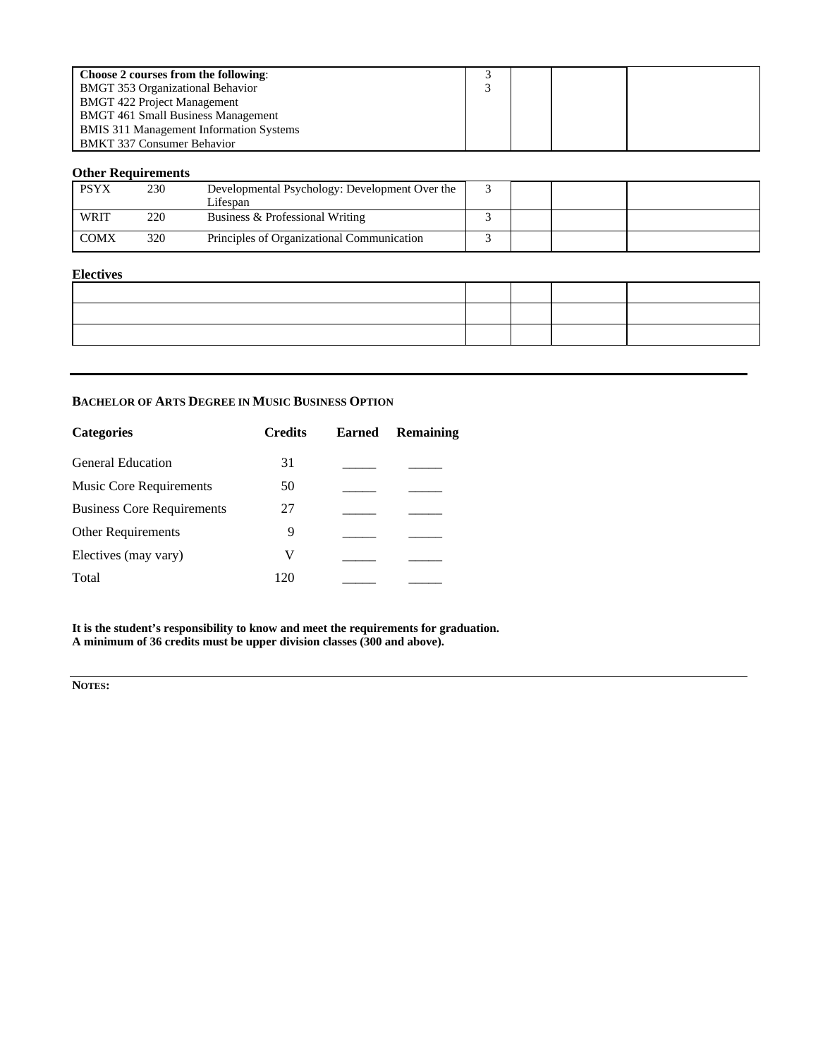| | | | | |
|---|---|---|---|---|
| **Choose 2 courses from the following**:<br>BMGT 353 Organizational Behavior<br>BMGT 422 Project Management<br>BMGT 461 Small Business Management<br>BMIS 311 Management Information Systems<br>BMKT 337 Consumer Behavior | 3<br>3 | | | |

### Other Requirements

| | | | | | | |
|---|---|---|---|---|---|---|
| PSYX | 230 | Developmental Psychology: Development Over the Lifespan | 3 | | | |
| WRIT | 220 | Business & Professional Writing | 3 | | | |
| COMX | 320 | Principles of Organizational Communication | 3 | | | |

### Electives

| | | | | |
|---|---|---|---|---|
| | | | | |
| | | | | |
| | | | | |

---

### BACHELOR OF ARTS DEGREE IN MUSIC BUSINESS OPTION

| Categories | Credits | Earned | Remaining |
|---|---|---|---|
| General Education | 31 | _____ | _____ |
| Music Core Requirements | 50 | _____ | _____ |
| Business Core Requirements | 27 | _____ | _____ |
| Other Requirements | 9 | _____ | _____ |
| Electives (may vary) | V | _____ | _____ |
| Total | 120 | _____ | _____ |

**It is the student's responsibility to know and meet the requirements for graduation.**
**A minimum of 36 credits must be upper division classes (300 and above).**

---

**NOTES:**